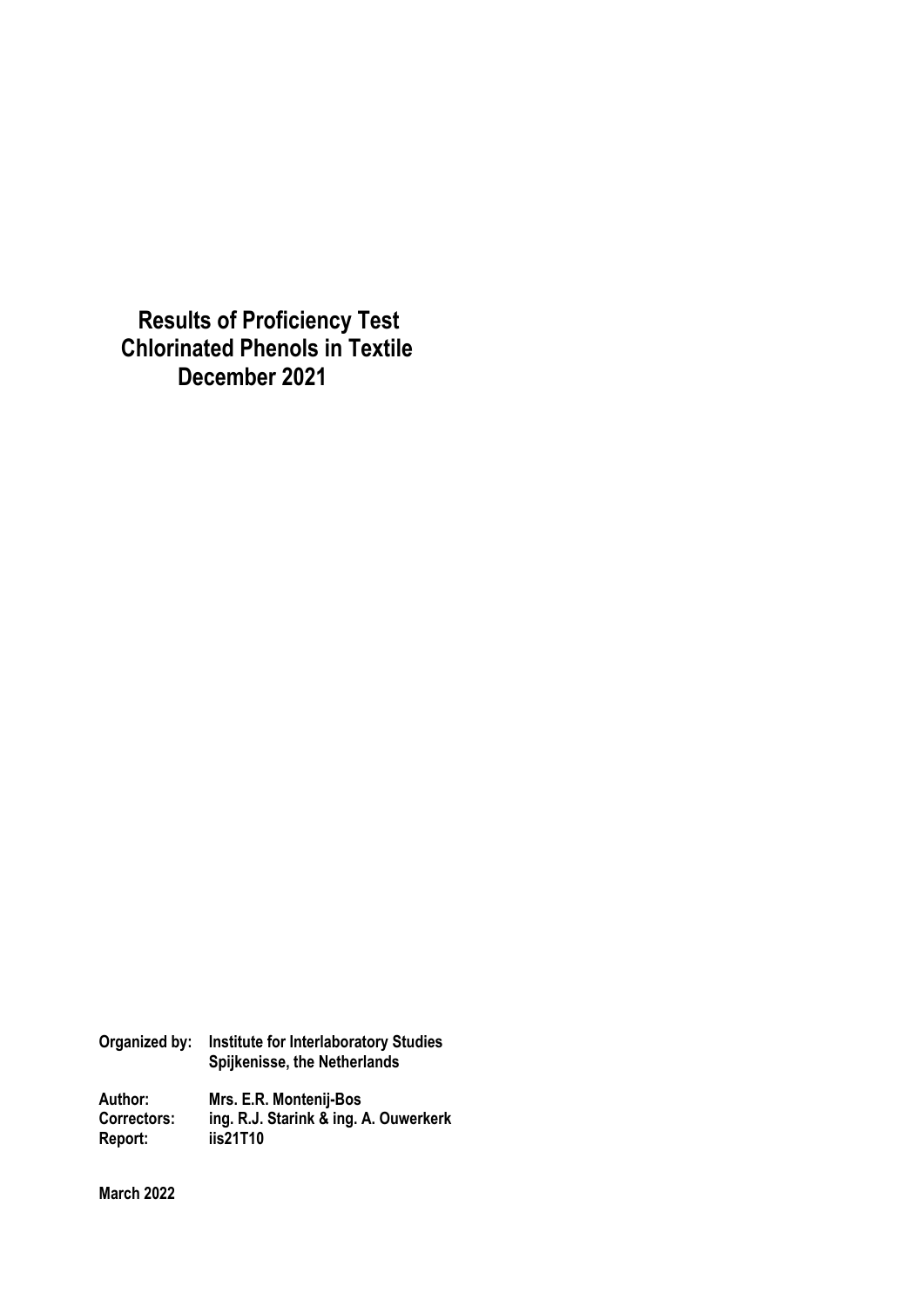# Results of Proficiency Test
# Chlorinated Phenols in Textile
# December 2021

**Organized by:** Institute for Interlaboratory Studies
Spijkenisse, the Netherlands

**Author:** Mrs. E.R. Montenij-Bos
**Correctors:** ing. R.J. Starink & ing. A. Ouwerkerk
**Report:** iis21T10

**March 2022**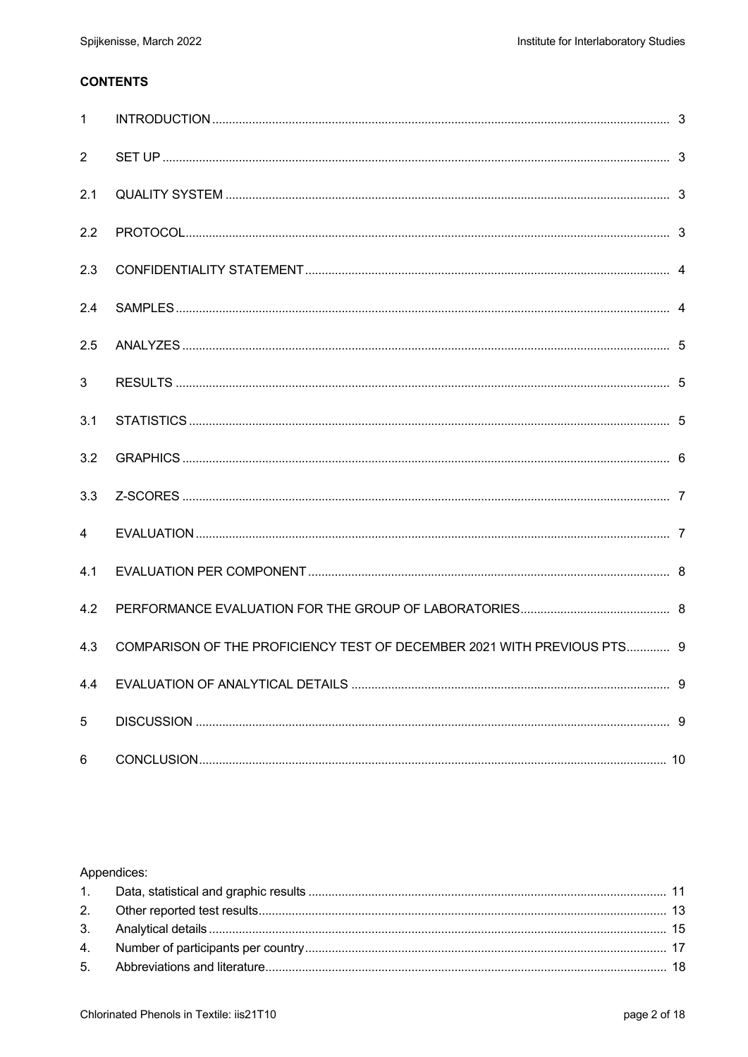**CONTENTS**

| | | |
|---|---|---|
| 1 | INTRODUCTION | 3 |
| 2 | SET UP | 3 |
| 2.1 | QUALITY SYSTEM | 3 |
| 2.2 | PROTOCOL | 3 |
| 2.3 | CONFIDENTIALITY STATEMENT | 4 |
| 2.4 | SAMPLES | 4 |
| 2.5 | ANALYZES | 5 |
| 3 | RESULTS | 5 |
| 3.1 | STATISTICS | 5 |
| 3.2 | GRAPHICS | 6 |
| 3.3 | Z-SCORES | 7 |
| 4 | EVALUATION | 7 |
| 4.1 | EVALUATION PER COMPONENT | 8 |
| 4.2 | PERFORMANCE EVALUATION FOR THE GROUP OF LABORATORIES | 8 |
| 4.3 | COMPARISON OF THE PROFICIENCY TEST OF DECEMBER 2021 WITH PREVIOUS PTS | 9 |
| 4.4 | EVALUATION OF ANALYTICAL DETAILS | 9 |
| 5 | DISCUSSION | 9 |
| 6 | CONCLUSION | 10 |

Appendices:

| | | |
|---|---|---|
| 1. | Data, statistical and graphic results | 11 |
| 2. | Other reported test results | 13 |
| 3. | Analytical details | 15 |
| 4. | Number of participants per country | 17 |
| 5. | Abbreviations and literature | 18 |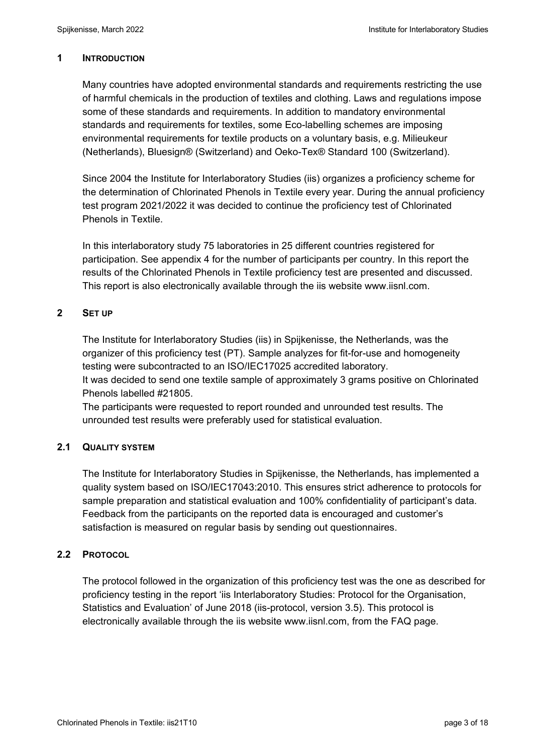## 1 INTRODUCTION

Many countries have adopted environmental standards and requirements restricting the use of harmful chemicals in the production of textiles and clothing. Laws and regulations impose some of these standards and requirements. In addition to mandatory environmental standards and requirements for textiles, some Eco-labelling schemes are imposing environmental requirements for textile products on a voluntary basis, e.g. Milieukeur (Netherlands), Bluesign® (Switzerland) and Oeko-Tex® Standard 100 (Switzerland).

Since 2004 the Institute for Interlaboratory Studies (iis) organizes a proficiency scheme for the determination of Chlorinated Phenols in Textile every year. During the annual proficiency test program 2021/2022 it was decided to continue the proficiency test of Chlorinated Phenols in Textile.

In this interlaboratory study 75 laboratories in 25 different countries registered for participation. See appendix 4 for the number of participants per country. In this report the results of the Chlorinated Phenols in Textile proficiency test are presented and discussed. This report is also electronically available through the iis website www.iisnl.com.

## 2 SET UP

The Institute for Interlaboratory Studies (iis) in Spijkenisse, the Netherlands, was the organizer of this proficiency test (PT). Sample analyzes for fit-for-use and homogeneity testing were subcontracted to an ISO/IEC17025 accredited laboratory.
It was decided to send one textile sample of approximately 3 grams positive on Chlorinated Phenols labelled #21805.
The participants were requested to report rounded and unrounded test results. The unrounded test results were preferably used for statistical evaluation.

### 2.1 QUALITY SYSTEM

The Institute for Interlaboratory Studies in Spijkenisse, the Netherlands, has implemented a quality system based on ISO/IEC17043:2010. This ensures strict adherence to protocols for sample preparation and statistical evaluation and 100% confidentiality of participant's data. Feedback from the participants on the reported data is encouraged and customer's satisfaction is measured on regular basis by sending out questionnaires.

### 2.2 PROTOCOL

The protocol followed in the organization of this proficiency test was the one as described for proficiency testing in the report 'iis Interlaboratory Studies: Protocol for the Organisation, Statistics and Evaluation' of June 2018 (iis-protocol, version 3.5). This protocol is electronically available through the iis website www.iisnl.com, from the FAQ page.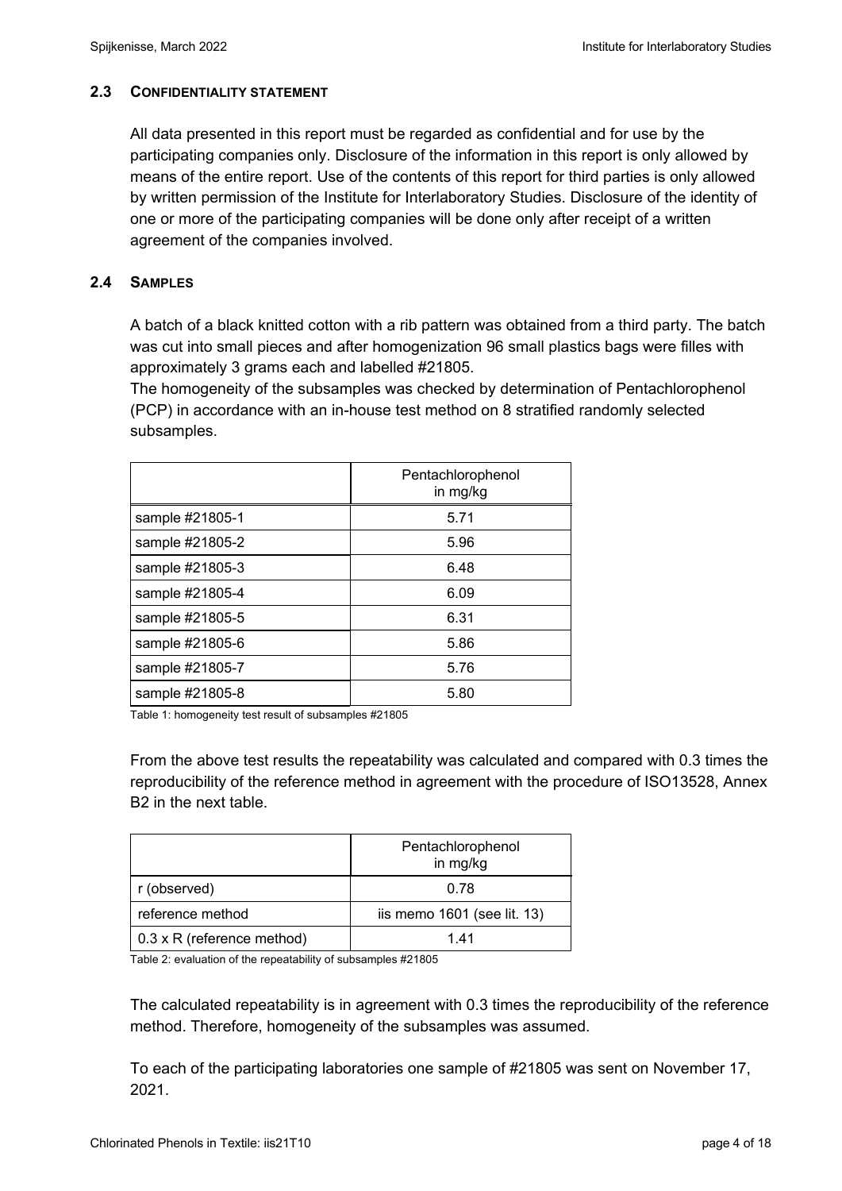### 2.3 CONFIDENTIALITY STATEMENT

All data presented in this report must be regarded as confidential and for use by the participating companies only. Disclosure of the information in this report is only allowed by means of the entire report. Use of the contents of this report for third parties is only allowed by written permission of the Institute for Interlaboratory Studies. Disclosure of the identity of one or more of the participating companies will be done only after receipt of a written agreement of the companies involved.

### 2.4 SAMPLES

A batch of a black knitted cotton with a rib pattern was obtained from a third party. The batch was cut into small pieces and after homogenization 96 small plastics bags were filles with approximately 3 grams each and labelled #21805.
The homogeneity of the subsamples was checked by determination of Pentachlorophenol (PCP) in accordance with an in-house test method on 8 stratified randomly selected subsamples.

| | Pentachlorophenol in mg/kg |
|---|---|
| sample #21805-1 | 5.71 |
| sample #21805-2 | 5.96 |
| sample #21805-3 | 6.48 |
| sample #21805-4 | 6.09 |
| sample #21805-5 | 6.31 |
| sample #21805-6 | 5.86 |
| sample #21805-7 | 5.76 |
| sample #21805-8 | 5.80 |

Table 1: homogeneity test result of subsamples #21805

From the above test results the repeatability was calculated and compared with 0.3 times the reproducibility of the reference method in agreement with the procedure of ISO13528, Annex B2 in the next table.

| | Pentachlorophenol in mg/kg |
|---|---|
| r (observed) | 0.78 |
| reference method | iis memo 1601 (see lit. 13) |
| 0.3 x R (reference method) | 1.41 |

Table 2: evaluation of the repeatability of subsamples #21805

The calculated repeatability is in agreement with 0.3 times the reproducibility of the reference method. Therefore, homogeneity of the subsamples was assumed.

To each of the participating laboratories one sample of #21805 was sent on November 17, 2021.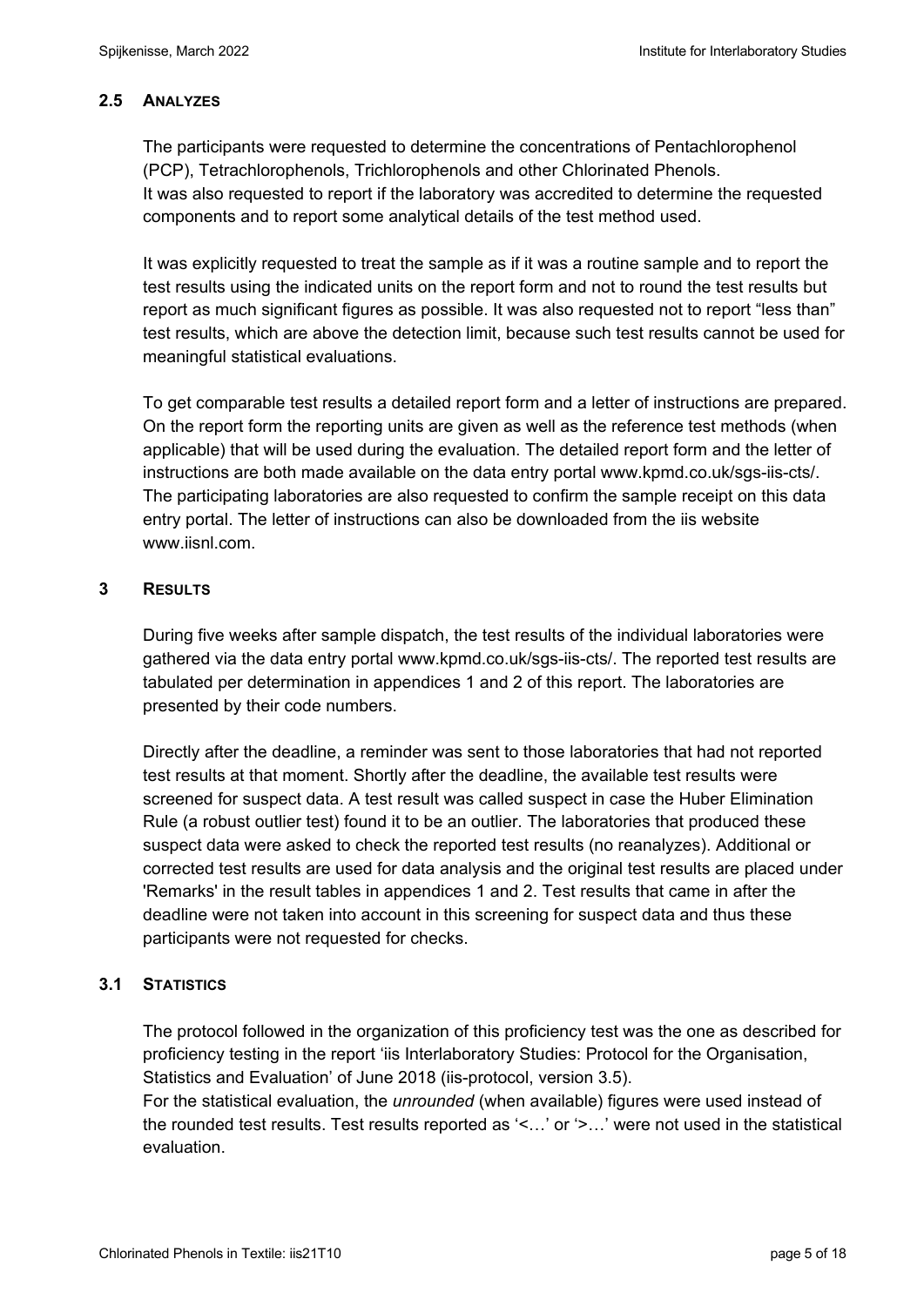## 2.5 ANALYZES

The participants were requested to determine the concentrations of Pentachlorophenol (PCP), Tetrachlorophenols, Trichlorophenols and other Chlorinated Phenols.
It was also requested to report if the laboratory was accredited to determine the requested components and to report some analytical details of the test method used.

It was explicitly requested to treat the sample as if it was a routine sample and to report the test results using the indicated units on the report form and not to round the test results but report as much significant figures as possible. It was also requested not to report "less than" test results, which are above the detection limit, because such test results cannot be used for meaningful statistical evaluations.

To get comparable test results a detailed report form and a letter of instructions are prepared. On the report form the reporting units are given as well as the reference test methods (when applicable) that will be used during the evaluation. The detailed report form and the letter of instructions are both made available on the data entry portal www.kpmd.co.uk/sgs-iis-cts/. The participating laboratories are also requested to confirm the sample receipt on this data entry portal. The letter of instructions can also be downloaded from the iis website www.iisnl.com.

# 3 RESULTS

During five weeks after sample dispatch, the test results of the individual laboratories were gathered via the data entry portal www.kpmd.co.uk/sgs-iis-cts/. The reported test results are tabulated per determination in appendices 1 and 2 of this report. The laboratories are presented by their code numbers.

Directly after the deadline, a reminder was sent to those laboratories that had not reported test results at that moment. Shortly after the deadline, the available test results were screened for suspect data. A test result was called suspect in case the Huber Elimination Rule (a robust outlier test) found it to be an outlier. The laboratories that produced these suspect data were asked to check the reported test results (no reanalyzes). Additional or corrected test results are used for data analysis and the original test results are placed under 'Remarks' in the result tables in appendices 1 and 2. Test results that came in after the deadline were not taken into account in this screening for suspect data and thus these participants were not requested for checks.

## 3.1 STATISTICS

The protocol followed in the organization of this proficiency test was the one as described for proficiency testing in the report 'iis Interlaboratory Studies: Protocol for the Organisation, Statistics and Evaluation' of June 2018 (iis-protocol, version 3.5).
For the statistical evaluation, the *unrounded* (when available) figures were used instead of the rounded test results. Test results reported as '<…' or '>…' were not used in the statistical evaluation.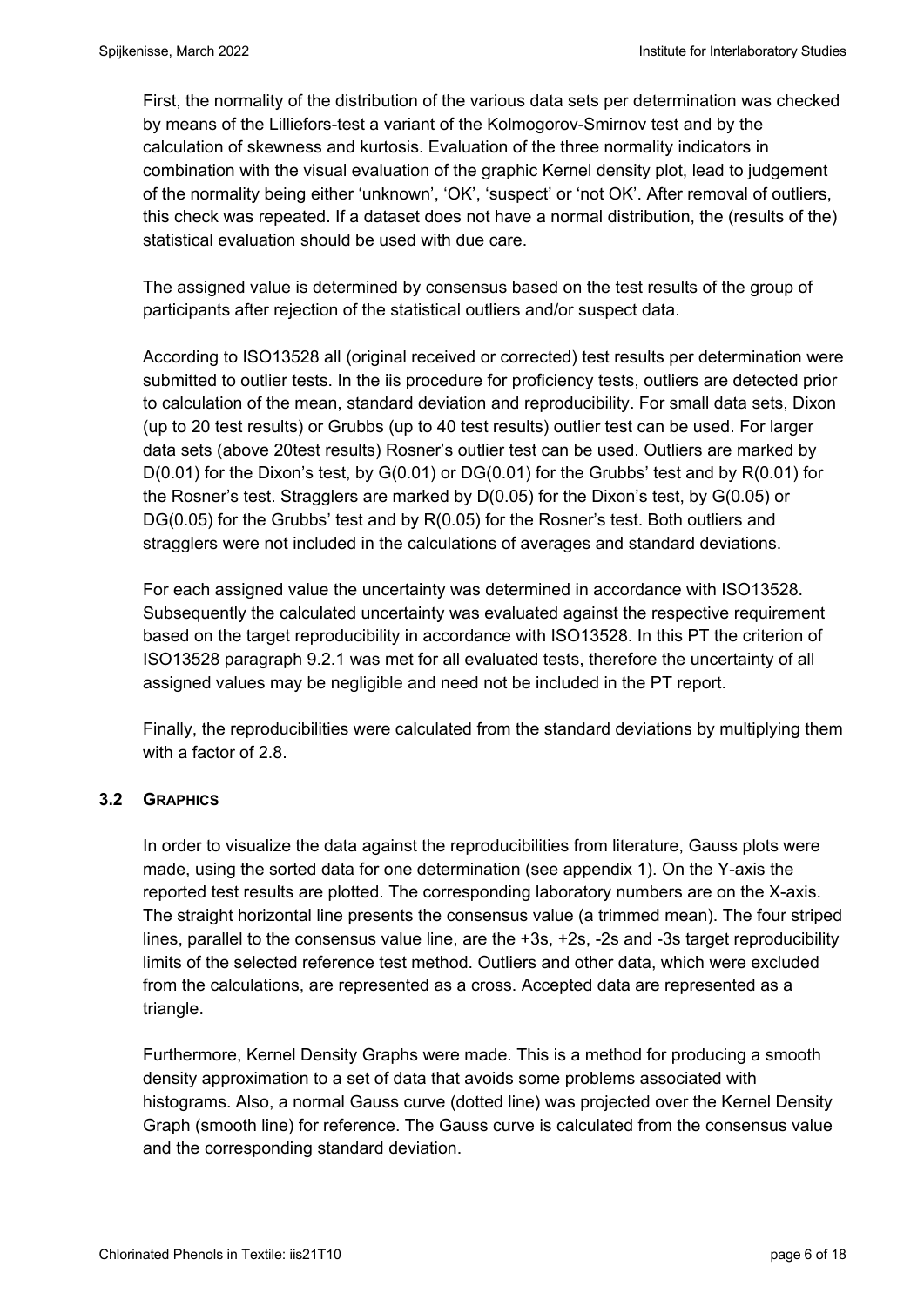First, the normality of the distribution of the various data sets per determination was checked by means of the Lilliefors-test a variant of the Kolmogorov-Smirnov test and by the calculation of skewness and kurtosis. Evaluation of the three normality indicators in combination with the visual evaluation of the graphic Kernel density plot, lead to judgement of the normality being either 'unknown', 'OK', 'suspect' or 'not OK'. After removal of outliers, this check was repeated. If a dataset does not have a normal distribution, the (results of the) statistical evaluation should be used with due care.

The assigned value is determined by consensus based on the test results of the group of participants after rejection of the statistical outliers and/or suspect data.

According to ISO13528 all (original received or corrected) test results per determination were submitted to outlier tests. In the iis procedure for proficiency tests, outliers are detected prior to calculation of the mean, standard deviation and reproducibility. For small data sets, Dixon (up to 20 test results) or Grubbs (up to 40 test results) outlier test can be used. For larger data sets (above 20test results) Rosner's outlier test can be used. Outliers are marked by D(0.01) for the Dixon's test, by G(0.01) or DG(0.01) for the Grubbs' test and by R(0.01) for the Rosner's test. Stragglers are marked by D(0.05) for the Dixon's test, by G(0.05) or DG(0.05) for the Grubbs' test and by R(0.05) for the Rosner's test. Both outliers and stragglers were not included in the calculations of averages and standard deviations.

For each assigned value the uncertainty was determined in accordance with ISO13528. Subsequently the calculated uncertainty was evaluated against the respective requirement based on the target reproducibility in accordance with ISO13528. In this PT the criterion of ISO13528 paragraph 9.2.1 was met for all evaluated tests, therefore the uncertainty of all assigned values may be negligible and need not be included in the PT report.

Finally, the reproducibilities were calculated from the standard deviations by multiplying them with a factor of 2.8.

## 3.2 GRAPHICS

In order to visualize the data against the reproducibilities from literature, Gauss plots were made, using the sorted data for one determination (see appendix 1). On the Y-axis the reported test results are plotted. The corresponding laboratory numbers are on the X-axis. The straight horizontal line presents the consensus value (a trimmed mean). The four striped lines, parallel to the consensus value line, are the +3s, +2s, -2s and -3s target reproducibility limits of the selected reference test method. Outliers and other data, which were excluded from the calculations, are represented as a cross. Accepted data are represented as a triangle.

Furthermore, Kernel Density Graphs were made. This is a method for producing a smooth density approximation to a set of data that avoids some problems associated with histograms. Also, a normal Gauss curve (dotted line) was projected over the Kernel Density Graph (smooth line) for reference. The Gauss curve is calculated from the consensus value and the corresponding standard deviation.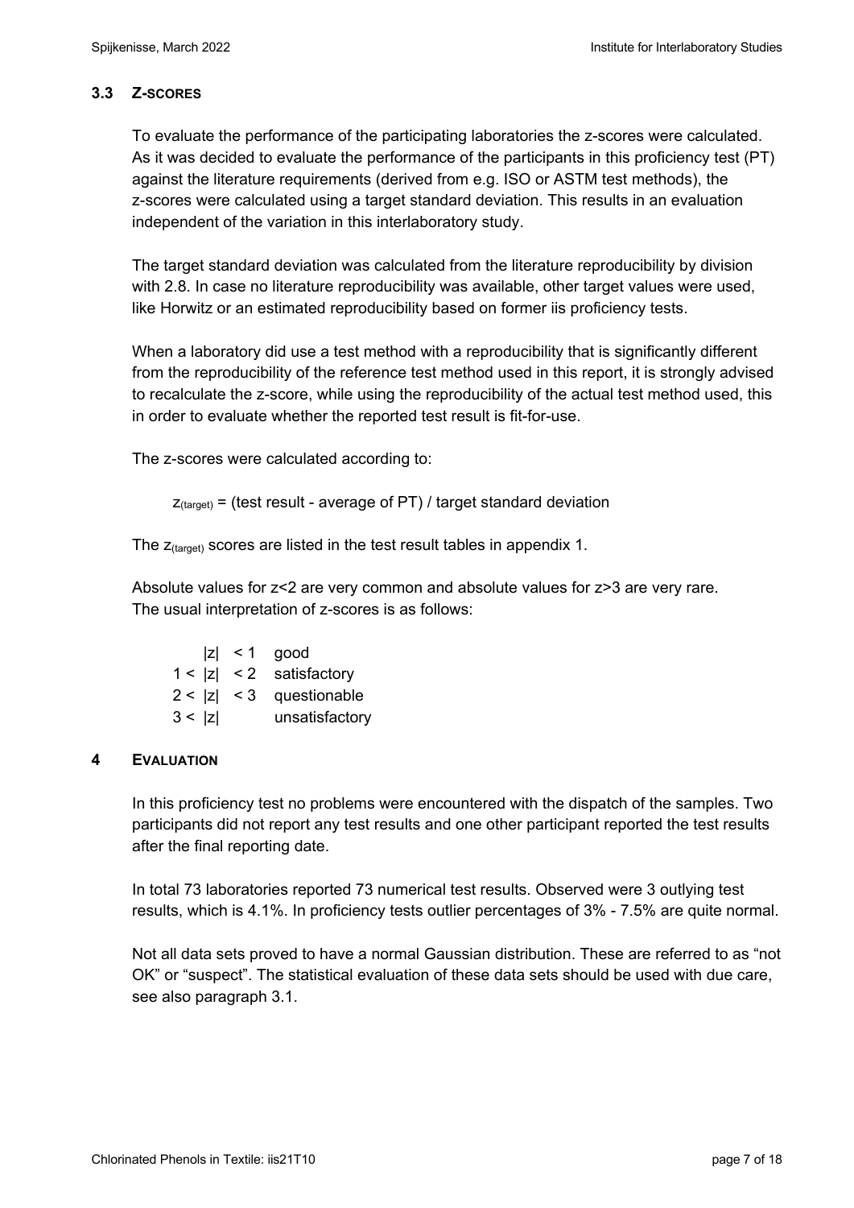### 3.3 Z-SCORES

To evaluate the performance of the participating laboratories the z-scores were calculated. As it was decided to evaluate the performance of the participants in this proficiency test (PT) against the literature requirements (derived from e.g. ISO or ASTM test methods), the z-scores were calculated using a target standard deviation. This results in an evaluation independent of the variation in this interlaboratory study.

The target standard deviation was calculated from the literature reproducibility by division with 2.8. In case no literature reproducibility was available, other target values were used, like Horwitz or an estimated reproducibility based on former iis proficiency tests.

When a laboratory did use a test method with a reproducibility that is significantly different from the reproducibility of the reference test method used in this report, it is strongly advised to recalculate the z-score, while using the reproducibility of the actual test method used, this in order to evaluate whether the reported test result is fit-for-use.

The z-scores were calculated according to:

$$z_{(target)} = \text{(test result - average of PT) / target standard deviation}$$

The $z_{(target)}$ scores are listed in the test result tables in appendix 1.

Absolute values for z<2 are very common and absolute values for z>3 are very rare.
The usual interpretation of z-scores is as follows:

| | |
|---|---|
| $\lvert z \rvert < 1$ | good |
| $1 < \lvert z \rvert < 2$ | satisfactory |
| $2 < \lvert z \rvert < 3$ | questionable |
| $3 < \lvert z \rvert$ | unsatisfactory |

## 4 EVALUATION

In this proficiency test no problems were encountered with the dispatch of the samples. Two participants did not report any test results and one other participant reported the test results after the final reporting date.

In total 73 laboratories reported 73 numerical test results. Observed were 3 outlying test results, which is 4.1%. In proficiency tests outlier percentages of 3% - 7.5% are quite normal.

Not all data sets proved to have a normal Gaussian distribution. These are referred to as "not OK" or "suspect". The statistical evaluation of these data sets should be used with due care, see also paragraph 3.1.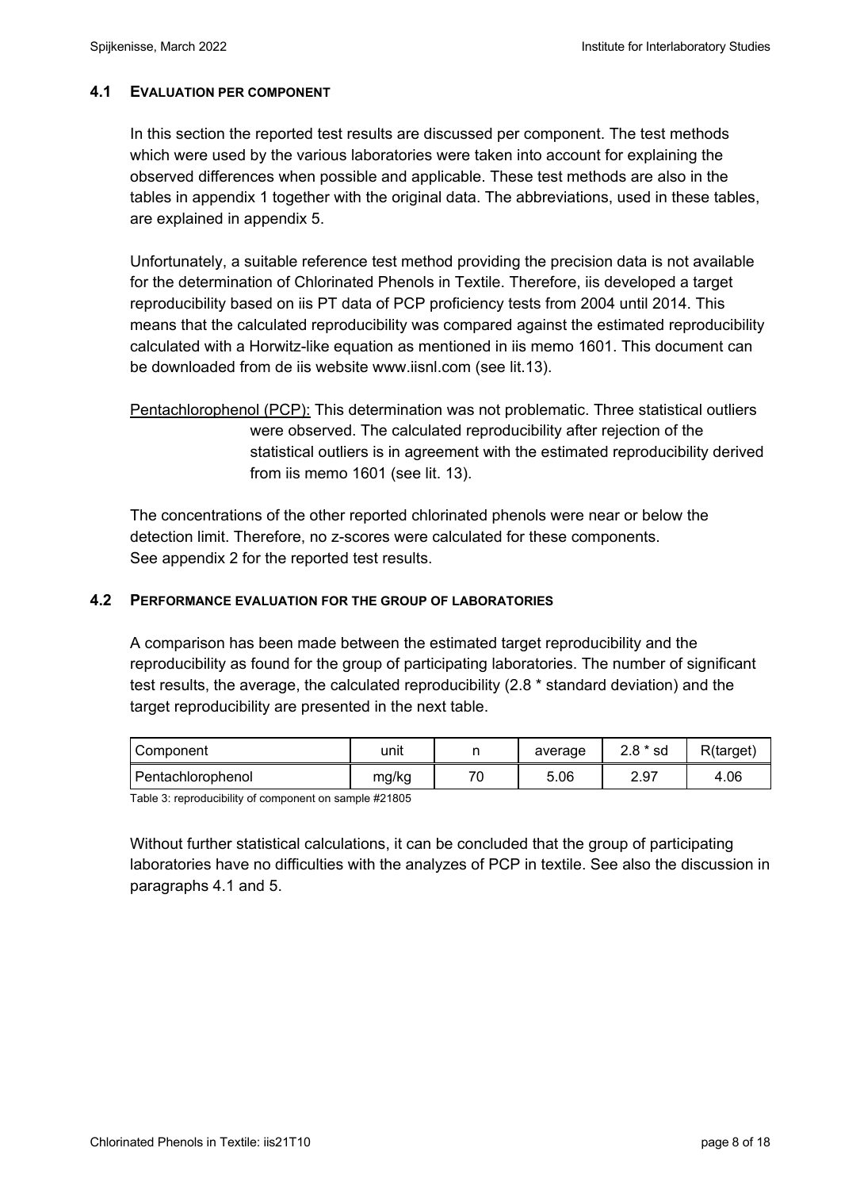## 4.1 EVALUATION PER COMPONENT

In this section the reported test results are discussed per component. The test methods which were used by the various laboratories were taken into account for explaining the observed differences when possible and applicable. These test methods are also in the tables in appendix 1 together with the original data. The abbreviations, used in these tables, are explained in appendix 5.

Unfortunately, a suitable reference test method providing the precision data is not available for the determination of Chlorinated Phenols in Textile. Therefore, iis developed a target reproducibility based on iis PT data of PCP proficiency tests from 2004 until 2014. This means that the calculated reproducibility was compared against the estimated reproducibility calculated with a Horwitz-like equation as mentioned in iis memo 1601. This document can be downloaded from de iis website www.iisnl.com (see lit.13).

Pentachlorophenol (PCP): This determination was not problematic. Three statistical outliers were observed. The calculated reproducibility after rejection of the statistical outliers is in agreement with the estimated reproducibility derived from iis memo 1601 (see lit. 13).

The concentrations of the other reported chlorinated phenols were near or below the detection limit. Therefore, no z-scores were calculated for these components. See appendix 2 for the reported test results.

## 4.2 PERFORMANCE EVALUATION FOR THE GROUP OF LABORATORIES

A comparison has been made between the estimated target reproducibility and the reproducibility as found for the group of participating laboratories. The number of significant test results, the average, the calculated reproducibility (2.8 * standard deviation) and the target reproducibility are presented in the next table.

| Component | unit | n | average | 2.8 * sd | R(target) |
|---|---|---|---|---|---|
| Pentachlorophenol | mg/kg | 70 | 5.06 | 2.97 | 4.06 |

Table 3: reproducibility of component on sample #21805

Without further statistical calculations, it can be concluded that the group of participating laboratories have no difficulties with the analyzes of PCP in textile. See also the discussion in paragraphs 4.1 and 5.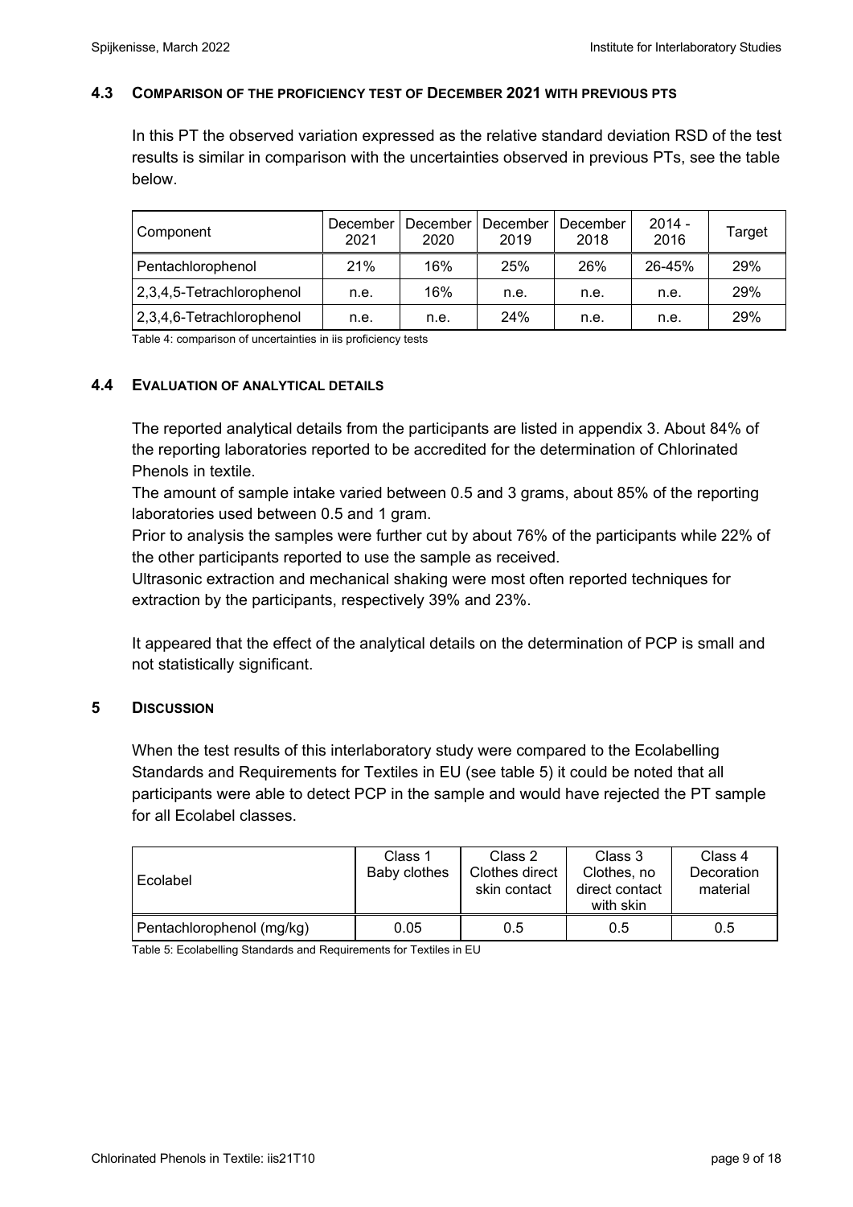### 4.3 COMPARISON OF THE PROFICIENCY TEST OF DECEMBER 2021 WITH PREVIOUS PTS

In this PT the observed variation expressed as the relative standard deviation RSD of the test results is similar in comparison with the uncertainties observed in previous PTs, see the table below.

| Component | December 2021 | December 2020 | December 2019 | December 2018 | 2014 - 2016 | Target |
|---|---|---|---|---|---|---|
| Pentachlorophenol | 21% | 16% | 25% | 26% | 26-45% | 29% |
| 2,3,4,5-Tetrachlorophenol | n.e. | 16% | n.e. | n.e. | n.e. | 29% |
| 2,3,4,6-Tetrachlorophenol | n.e. | n.e. | 24% | n.e. | n.e. | 29% |

Table 4: comparison of uncertainties in iis proficiency tests

### 4.4 EVALUATION OF ANALYTICAL DETAILS

The reported analytical details from the participants are listed in appendix 3. About 84% of the reporting laboratories reported to be accredited for the determination of Chlorinated Phenols in textile.
The amount of sample intake varied between 0.5 and 3 grams, about 85% of the reporting laboratories used between 0.5 and 1 gram.
Prior to analysis the samples were further cut by about 76% of the participants while 22% of the other participants reported to use the sample as received.
Ultrasonic extraction and mechanical shaking were most often reported techniques for extraction by the participants, respectively 39% and 23%.

It appeared that the effect of the analytical details on the determination of PCP is small and not statistically significant.

## 5 DISCUSSION

When the test results of this interlaboratory study were compared to the Ecolabelling Standards and Requirements for Textiles in EU (see table 5) it could be noted that all participants were able to detect PCP in the sample and would have rejected the PT sample for all Ecolabel classes.

| Ecolabel | Class 1 Baby clothes | Class 2 Clothes direct skin contact | Class 3 Clothes, no direct contact with skin | Class 4 Decoration material |
|---|---|---|---|---|
| Pentachlorophenol (mg/kg) | 0.05 | 0.5 | 0.5 | 0.5 |

Table 5: Ecolabelling Standards and Requirements for Textiles in EU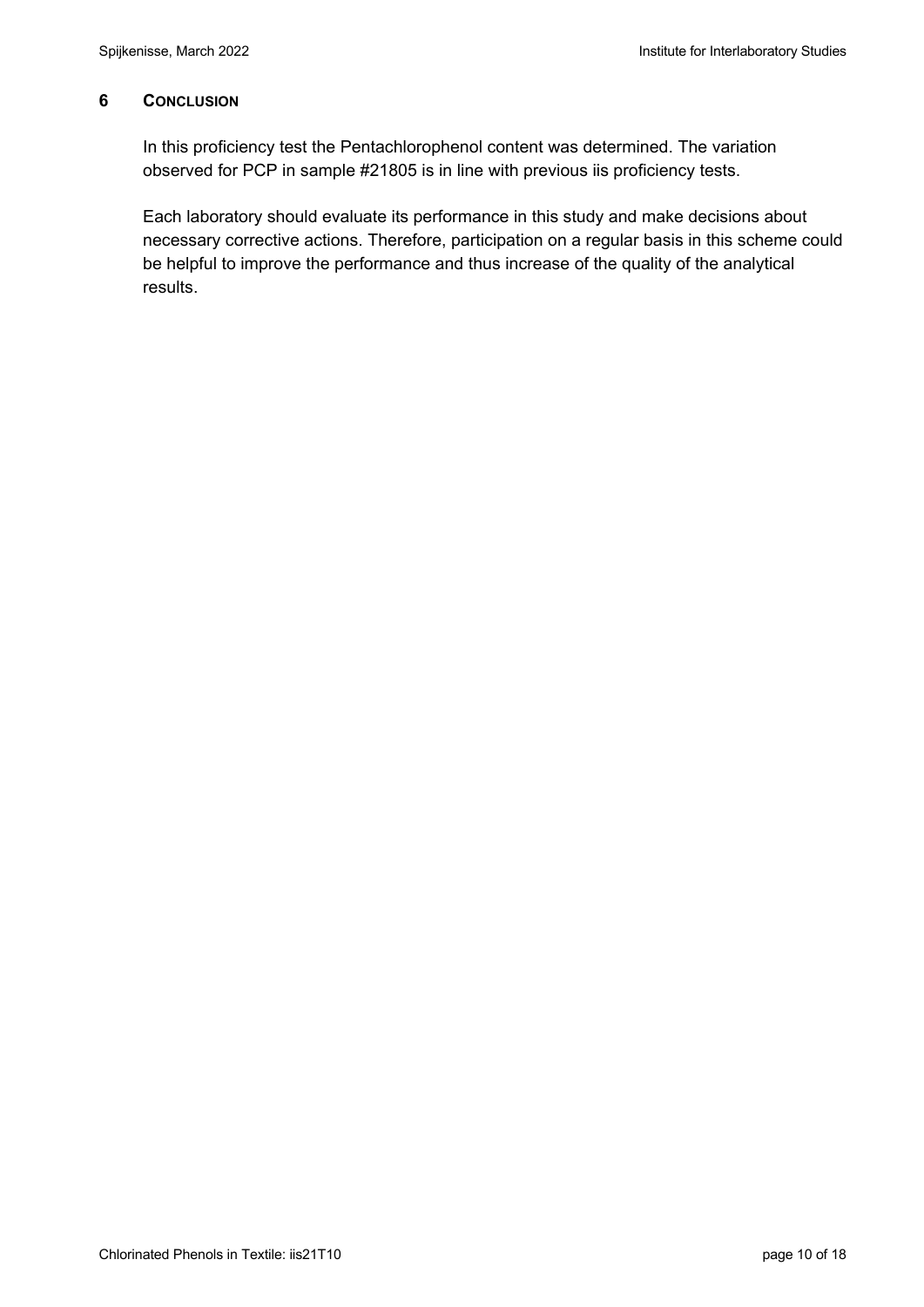## 6 CONCLUSION

In this proficiency test the Pentachlorophenol content was determined. The variation observed for PCP in sample #21805 is in line with previous iis proficiency tests.

Each laboratory should evaluate its performance in this study and make decisions about necessary corrective actions. Therefore, participation on a regular basis in this scheme could be helpful to improve the performance and thus increase of the quality of the analytical results.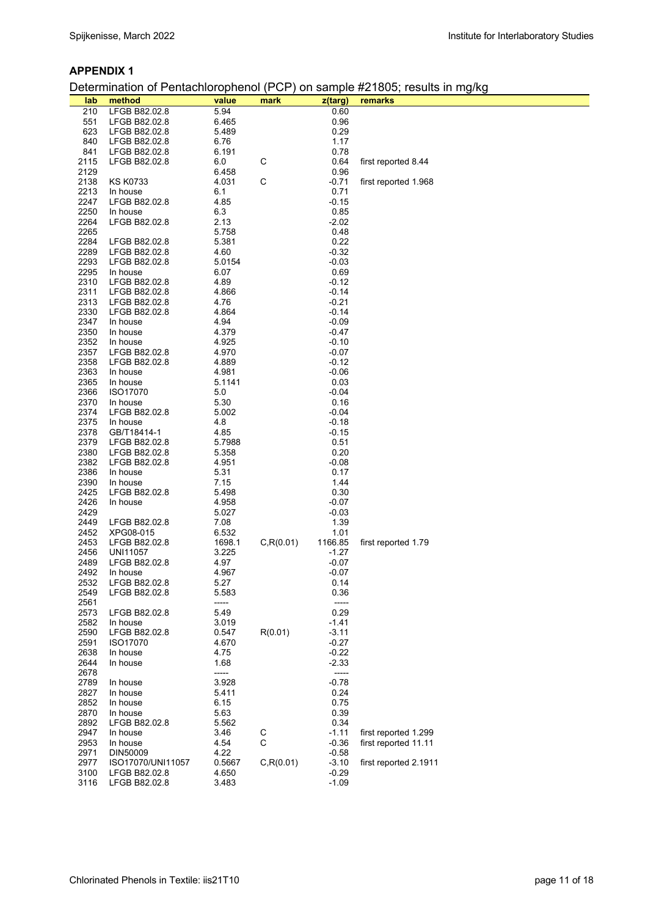## APPENDIX 1

Determination of Pentachlorophenol (PCP) on sample #21805; results in mg/kg

| lab | method | value | mark | z(targ) | remarks |
|---|---|---|---|---|---|
| 210 | LFGB B82.02.8 | 5.94 | | 0.60 | |
| 551 | LFGB B82.02.8 | 6.465 | | 0.96 | |
| 623 | LFGB B82.02.8 | 5.489 | | 0.29 | |
| 840 | LFGB B82.02.8 | 6.76 | | 1.17 | |
| 841 | LFGB B82.02.8 | 6.191 | | 0.78 | |
| 2115 | LFGB B82.02.8 | 6.0 | C | 0.64 | first reported 8.44 |
| 2129 | | 6.458 | | 0.96 | |
| 2138 | KS K0733 | 4.031 | C | -0.71 | first reported 1.968 |
| 2213 | In house | 6.1 | | 0.71 | |
| 2247 | LFGB B82.02.8 | 4.85 | | -0.15 | |
| 2250 | In house | 6.3 | | 0.85 | |
| 2264 | LFGB B82.02.8 | 2.13 | | -2.02 | |
| 2265 | | 5.758 | | 0.48 | |
| 2284 | LFGB B82.02.8 | 5.381 | | 0.22 | |
| 2289 | LFGB B82.02.8 | 4.60 | | -0.32 | |
| 2293 | LFGB B82.02.8 | 5.0154 | | -0.03 | |
| 2295 | In house | 6.07 | | 0.69 | |
| 2310 | LFGB B82.02.8 | 4.89 | | -0.12 | |
| 2311 | LFGB B82.02.8 | 4.866 | | -0.14 | |
| 2313 | LFGB B82.02.8 | 4.76 | | -0.21 | |
| 2330 | LFGB B82.02.8 | 4.864 | | -0.14 | |
| 2347 | In house | 4.94 | | -0.09 | |
| 2350 | In house | 4.379 | | -0.47 | |
| 2352 | In house | 4.925 | | -0.10 | |
| 2357 | LFGB B82.02.8 | 4.970 | | -0.07 | |
| 2358 | LFGB B82.02.8 | 4.889 | | -0.12 | |
| 2363 | In house | 4.981 | | -0.06 | |
| 2365 | In house | 5.1141 | | 0.03 | |
| 2366 | ISO17070 | 5.0 | | -0.04 | |
| 2370 | In house | 5.30 | | 0.16 | |
| 2374 | LFGB B82.02.8 | 5.002 | | -0.04 | |
| 2375 | In house | 4.8 | | -0.18 | |
| 2378 | GB/T18414-1 | 4.85 | | -0.15 | |
| 2379 | LFGB B82.02.8 | 5.7988 | | 0.51 | |
| 2380 | LFGB B82.02.8 | 5.358 | | 0.20 | |
| 2382 | LFGB B82.02.8 | 4.951 | | -0.08 | |
| 2386 | In house | 5.31 | | 0.17 | |
| 2390 | In house | 7.15 | | 1.44 | |
| 2425 | LFGB B82.02.8 | 5.498 | | 0.30 | |
| 2426 | In house | 4.958 | | -0.07 | |
| 2429 | | 5.027 | | -0.03 | |
| 2449 | LFGB B82.02.8 | 7.08 | | 1.39 | |
| 2452 | XPG08-015 | 6.532 | | 1.01 | |
| 2453 | LFGB B82.02.8 | 1698.1 | C,R(0.01) | 1166.85 | first reported 1.79 |
| 2456 | UNI11057 | 3.225 | | -1.27 | |
| 2489 | LFGB B82.02.8 | 4.97 | | -0.07 | |
| 2492 | In house | 4.967 | | -0.07 | |
| 2532 | LFGB B82.02.8 | 5.27 | | 0.14 | |
| 2549 | LFGB B82.02.8 | 5.583 | | 0.36 | |
| 2561 | | ----- | | ----- | |
| 2573 | LFGB B82.02.8 | 5.49 | | 0.29 | |
| 2582 | In house | 3.019 | | -1.41 | |
| 2590 | LFGB B82.02.8 | 0.547 | R(0.01) | -3.11 | |
| 2591 | ISO17070 | 4.670 | | -0.27 | |
| 2638 | In house | 4.75 | | -0.22 | |
| 2644 | In house | 1.68 | | -2.33 | |
| 2678 | | ----- | | ----- | |
| 2789 | In house | 3.928 | | -0.78 | |
| 2827 | In house | 5.411 | | 0.24 | |
| 2852 | In house | 6.15 | | 0.75 | |
| 2870 | In house | 5.63 | | 0.39 | |
| 2892 | LFGB B82.02.8 | 5.562 | | 0.34 | |
| 2947 | In house | 3.46 | C | -1.11 | first reported 1.299 |
| 2953 | In house | 4.54 | C | -0.36 | first reported 11.11 |
| 2971 | DIN50009 | 4.22 | | -0.58 | |
| 2977 | ISO17070/UNI11057 | 0.5667 | C,R(0.01) | -3.10 | first reported 2.1911 |
| 3100 | LFGB B82.02.8 | 4.650 | | -0.29 | |
| 3116 | LFGB B82.02.8 | 3.483 | | -1.09 | |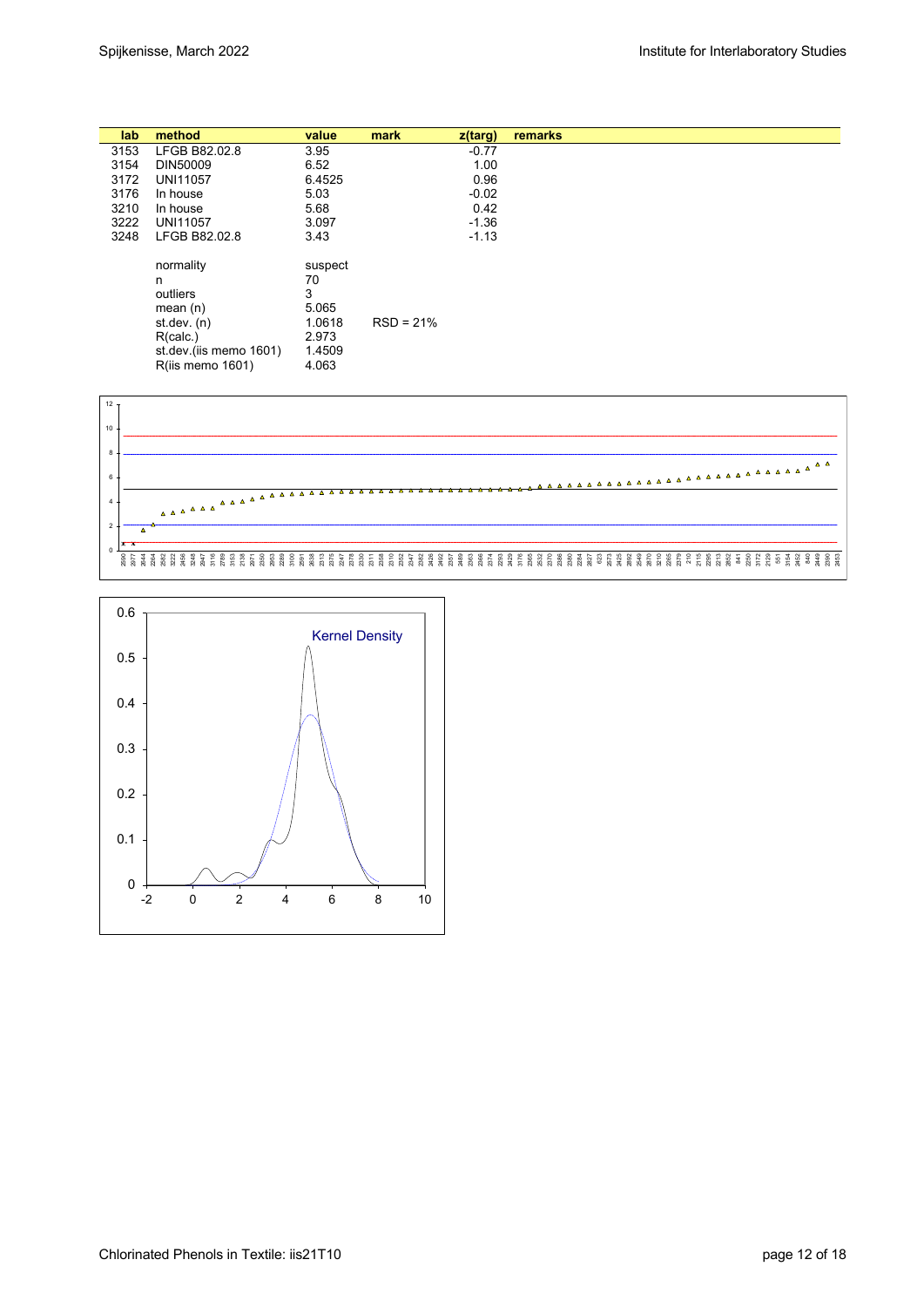| lab | method | value | mark | z(targ) | remarks |
|---|---|---|---|---|---|
| 3153 | LFGB B82.02.8 | 3.95 | | -0.77 | |
| 3154 | DIN50009 | 6.52 | | 1.00 | |
| 3172 | UNI11057 | 6.4525 | | 0.96 | |
| 3176 | In house | 5.03 | | -0.02 | |
| 3210 | In house | 5.68 | | 0.42 | |
| 3222 | UNI11057 | 3.097 | | -1.36 | |
| 3248 | LFGB B82.02.8 | 3.43 | | -1.13 | |
| | normality | suspect | | | |
| | n | 70 | | | |
| | outliers | 3 | | | |
| | mean (n) | 5.065 | | | |
| | st.dev. (n) | 1.0618 | RSD = 21% | | |
| | R(calc.) | 2.973 | | | |
| | st.dev.(iis memo 1601) | 1.4509 | | | |
| | R(iis memo 1601) | 4.063 | | | |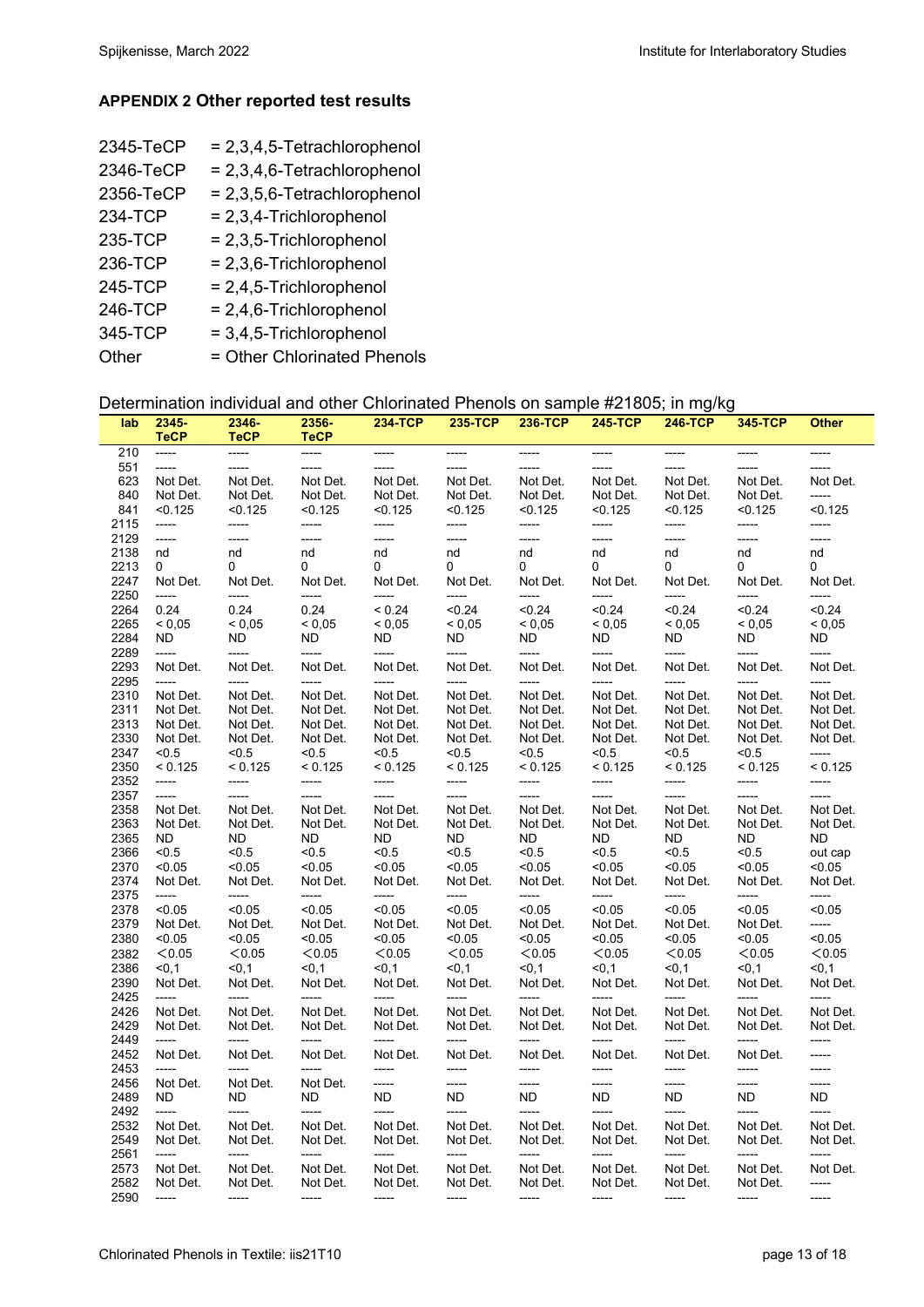**APPENDIX 2 Other reported test results**

2345-TeCP = 2,3,4,5-Tetrachlorophenol
2346-TeCP = 2,3,4,6-Tetrachlorophenol
2356-TeCP = 2,3,5,6-Tetrachlorophenol
234-TCP = 2,3,4-Trichlorophenol
235-TCP = 2,3,5-Trichlorophenol
236-TCP = 2,3,6-Trichlorophenol
245-TCP = 2,4,5-Trichlorophenol
246-TCP = 2,4,6-Trichlorophenol
345-TCP = 3,4,5-Trichlorophenol
Other = Other Chlorinated Phenols

Determination individual and other Chlorinated Phenols on sample #21805; in mg/kg

| lab | 2345-TeCP | 2346-TeCP | 2356-TeCP | 234-TCP | 235-TCP | 236-TCP | 245-TCP | 246-TCP | 345-TCP | Other |
|---|---|---|---|---|---|---|---|---|---|---|
| 210 | ----- | ----- | ----- | ----- | ----- | ----- | ----- | ----- | ----- | ----- |
| 551 | ----- | ----- | ----- | ----- | ----- | ----- | ----- | ----- | ----- | ----- |
| 623 | Not Det. | Not Det. | Not Det. | Not Det. | Not Det. | Not Det. | Not Det. | Not Det. | Not Det. | Not Det. |
| 840 | Not Det. | Not Det. | Not Det. | Not Det. | Not Det. | Not Det. | Not Det. | Not Det. | Not Det. | ----- |
| 841 | <0.125 | <0.125 | <0.125 | <0.125 | <0.125 | <0.125 | <0.125 | <0.125 | <0.125 | <0.125 |
| 2115 | ----- | ----- | ----- | ----- | ----- | ----- | ----- | ----- | ----- | ----- |
| 2129 | ----- | ----- | ----- | ----- | ----- | ----- | ----- | ----- | ----- | ----- |
| 2138 | nd | nd | nd | nd | nd | nd | nd | nd | nd | nd |
| 2213 | 0 | 0 | 0 | 0 | 0 | 0 | 0 | 0 | 0 | 0 |
| 2247 | Not Det. | Not Det. | Not Det. | Not Det. | Not Det. | Not Det. | Not Det. | Not Det. | Not Det. | Not Det. |
| 2250 | ----- | ----- | ----- | ----- | ----- | ----- | ----- | ----- | ----- | ----- |
| 2264 | 0.24 | 0.24 | 0.24 | < 0.24 | <0.24 | <0.24 | <0.24 | <0.24 | <0.24 | <0.24 |
| 2265 | < 0,05 | < 0,05 | < 0,05 | < 0,05 | < 0,05 | < 0,05 | < 0,05 | < 0,05 | < 0,05 | < 0,05 |
| 2284 | ND | ND | ND | ND | ND | ND | ND | ND | ND | ND |
| 2289 | ----- | ----- | ----- | ----- | ----- | ----- | ----- | ----- | ----- | ----- |
| 2293 | Not Det. | Not Det. | Not Det. | Not Det. | Not Det. | Not Det. | Not Det. | Not Det. | Not Det. | Not Det. |
| 2295 | ----- | ----- | ----- | ----- | ----- | ----- | ----- | ----- | ----- | ----- |
| 2310 | Not Det. | Not Det. | Not Det. | Not Det. | Not Det. | Not Det. | Not Det. | Not Det. | Not Det. | Not Det. |
| 2311 | Not Det. | Not Det. | Not Det. | Not Det. | Not Det. | Not Det. | Not Det. | Not Det. | Not Det. | Not Det. |
| 2313 | Not Det. | Not Det. | Not Det. | Not Det. | Not Det. | Not Det. | Not Det. | Not Det. | Not Det. | Not Det. |
| 2330 | Not Det. | Not Det. | Not Det. | Not Det. | Not Det. | Not Det. | Not Det. | Not Det. | Not Det. | Not Det. |
| 2347 | <0.5 | <0.5 | <0.5 | <0.5 | <0.5 | <0.5 | <0.5 | <0.5 | <0.5 | ----- |
| 2350 | < 0.125 | < 0.125 | < 0.125 | < 0.125 | < 0.125 | < 0.125 | < 0.125 | < 0.125 | < 0.125 | < 0.125 |
| 2352 | ----- | ----- | ----- | ----- | ----- | ----- | ----- | ----- | ----- | ----- |
| 2357 | ----- | ----- | ----- | ----- | ----- | ----- | ----- | ----- | ----- | ----- |
| 2358 | Not Det. | Not Det. | Not Det. | Not Det. | Not Det. | Not Det. | Not Det. | Not Det. | Not Det. | Not Det. |
| 2363 | Not Det. | Not Det. | Not Det. | Not Det. | Not Det. | Not Det. | Not Det. | Not Det. | Not Det. | Not Det. |
| 2365 | ND | ND | ND | ND | ND | ND | ND | ND | ND | ND |
| 2366 | <0.5 | <0.5 | <0.5 | <0.5 | <0.5 | <0.5 | <0.5 | <0.5 | <0.5 | out cap |
| 2370 | <0.05 | <0.05 | <0.05 | <0.05 | <0.05 | <0.05 | <0.05 | <0.05 | <0.05 | <0.05 |
| 2374 | Not Det. | Not Det. | Not Det. | Not Det. | Not Det. | Not Det. | Not Det. | Not Det. | Not Det. | Not Det. |
| 2375 | ----- | ----- | ----- | ----- | ----- | ----- | ----- | ----- | ----- | ----- |
| 2378 | <0.05 | <0.05 | <0.05 | <0.05 | <0.05 | <0.05 | <0.05 | <0.05 | <0.05 | <0.05 |
| 2379 | Not Det. | Not Det. | Not Det. | Not Det. | Not Det. | Not Det. | Not Det. | Not Det. | Not Det. | ----- |
| 2380 | <0.05 | <0.05 | <0.05 | <0.05 | <0.05 | <0.05 | <0.05 | <0.05 | <0.05 | <0.05 |
| 2382 | <0.05 | <0.05 | <0.05 | <0.05 | <0.05 | <0.05 | <0.05 | <0.05 | <0.05 | <0.05 |
| 2386 | <0,1 | <0,1 | <0,1 | <0,1 | <0,1 | <0,1 | <0,1 | <0,1 | <0,1 | <0,1 |
| 2390 | Not Det. | Not Det. | Not Det. | Not Det. | Not Det. | Not Det. | Not Det. | Not Det. | Not Det. | Not Det. |
| 2425 | ----- | ----- | ----- | ----- | ----- | ----- | ----- | ----- | ----- | ----- |
| 2426 | Not Det. | Not Det. | Not Det. | Not Det. | Not Det. | Not Det. | Not Det. | Not Det. | Not Det. | Not Det. |
| 2429 | Not Det. | Not Det. | Not Det. | Not Det. | Not Det. | Not Det. | Not Det. | Not Det. | Not Det. | Not Det. |
| 2449 | ----- | ----- | ----- | ----- | ----- | ----- | ----- | ----- | ----- | ----- |
| 2452 | Not Det. | Not Det. | Not Det. | Not Det. | Not Det. | Not Det. | Not Det. | Not Det. | Not Det. | ----- |
| 2453 | ----- | ----- | ----- | ----- | ----- | ----- | ----- | ----- | ----- | ----- |
| 2456 | Not Det. | Not Det. | Not Det. | ----- | ----- | ----- | ----- | ----- | ----- | ----- |
| 2489 | ND | ND | ND | ND | ND | ND | ND | ND | ND | ND |
| 2492 | ----- | ----- | ----- | ----- | ----- | ----- | ----- | ----- | ----- | ----- |
| 2532 | Not Det. | Not Det. | Not Det. | Not Det. | Not Det. | Not Det. | Not Det. | Not Det. | Not Det. | Not Det. |
| 2549 | Not Det. | Not Det. | Not Det. | Not Det. | Not Det. | Not Det. | Not Det. | Not Det. | Not Det. | Not Det. |
| 2561 | ----- | ----- | ----- | ----- | ----- | ----- | ----- | ----- | ----- | ----- |
| 2573 | Not Det. | Not Det. | Not Det. | Not Det. | Not Det. | Not Det. | Not Det. | Not Det. | Not Det. | Not Det. |
| 2582 | Not Det. | Not Det. | Not Det. | Not Det. | Not Det. | Not Det. | Not Det. | Not Det. | Not Det. | ----- |
| 2590 | ----- | ----- | ----- | ----- | ----- | ----- | ----- | ----- | ----- | ----- |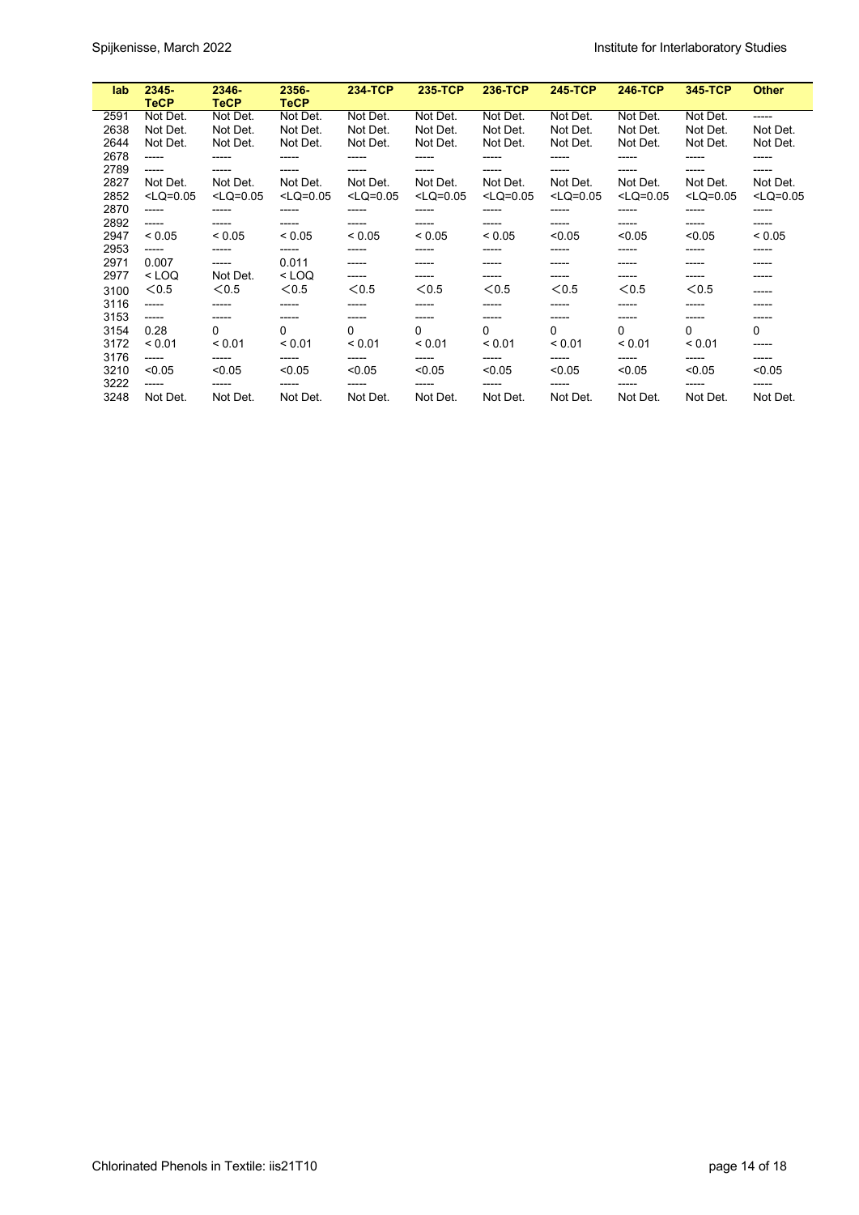| lab | 2345-TeCP | 2346-TeCP | 2356-TeCP | 234-TCP | 235-TCP | 236-TCP | 245-TCP | 246-TCP | 345-TCP | Other |
|---|---|---|---|---|---|---|---|---|---|---|
| 2591 | Not Det. | Not Det. | Not Det. | Not Det. | Not Det. | Not Det. | Not Det. | Not Det. | Not Det. | ----- |
| 2638 | Not Det. | Not Det. | Not Det. | Not Det. | Not Det. | Not Det. | Not Det. | Not Det. | Not Det. | Not Det. |
| 2644 | Not Det. | Not Det. | Not Det. | Not Det. | Not Det. | Not Det. | Not Det. | Not Det. | Not Det. | Not Det. |
| 2678 | ----- | ----- | ----- | ----- | ----- | ----- | ----- | ----- | ----- | ----- |
| 2789 | ----- | ----- | ----- | ----- | ----- | ----- | ----- | ----- | ----- | ----- |
| 2827 | Not Det. | Not Det. | Not Det. | Not Det. | Not Det. | Not Det. | Not Det. | Not Det. | Not Det. | Not Det. |
| 2852 | <LQ=0.05 | <LQ=0.05 | <LQ=0.05 | <LQ=0.05 | <LQ=0.05 | <LQ=0.05 | <LQ=0.05 | <LQ=0.05 | <LQ=0.05 | <LQ=0.05 |
| 2870 | ----- | ----- | ----- | ----- | ----- | ----- | ----- | ----- | ----- | ----- |
| 2892 | ----- | ----- | ----- | ----- | ----- | ----- | ----- | ----- | ----- | ----- |
| 2947 | < 0.05 | < 0.05 | < 0.05 | < 0.05 | < 0.05 | < 0.05 | <0.05 | <0.05 | <0.05 | < 0.05 |
| 2953 | ----- | ----- | ----- | ----- | ----- | ----- | ----- | ----- | ----- | ----- |
| 2971 | 0.007 | ----- | 0.011 | ----- | ----- | ----- | ----- | ----- | ----- | ----- |
| 2977 | < LOQ | Not Det. | < LOQ | ----- | ----- | ----- | ----- | ----- | ----- | ----- |
| 3100 | <0.5 | <0.5 | <0.5 | <0.5 | <0.5 | <0.5 | <0.5 | <0.5 | <0.5 | ----- |
| 3116 | ----- | ----- | ----- | ----- | ----- | ----- | ----- | ----- | ----- | ----- |
| 3153 | ----- | ----- | ----- | ----- | ----- | ----- | ----- | ----- | ----- | ----- |
| 3154 | 0.28 | 0 | 0 | 0 | 0 | 0 | 0 | 0 | 0 | 0 |
| 3172 | < 0.01 | < 0.01 | < 0.01 | < 0.01 | < 0.01 | < 0.01 | < 0.01 | < 0.01 | < 0.01 | ----- |
| 3176 | ----- | ----- | ----- | ----- | ----- | ----- | ----- | ----- | ----- | ----- |
| 3210 | <0.05 | <0.05 | <0.05 | <0.05 | <0.05 | <0.05 | <0.05 | <0.05 | <0.05 | <0.05 |
| 3222 | ----- | ----- | ----- | ----- | ----- | ----- | ----- | ----- | ----- | ----- |
| 3248 | Not Det. | Not Det. | Not Det. | Not Det. | Not Det. | Not Det. | Not Det. | Not Det. | Not Det. | Not Det. |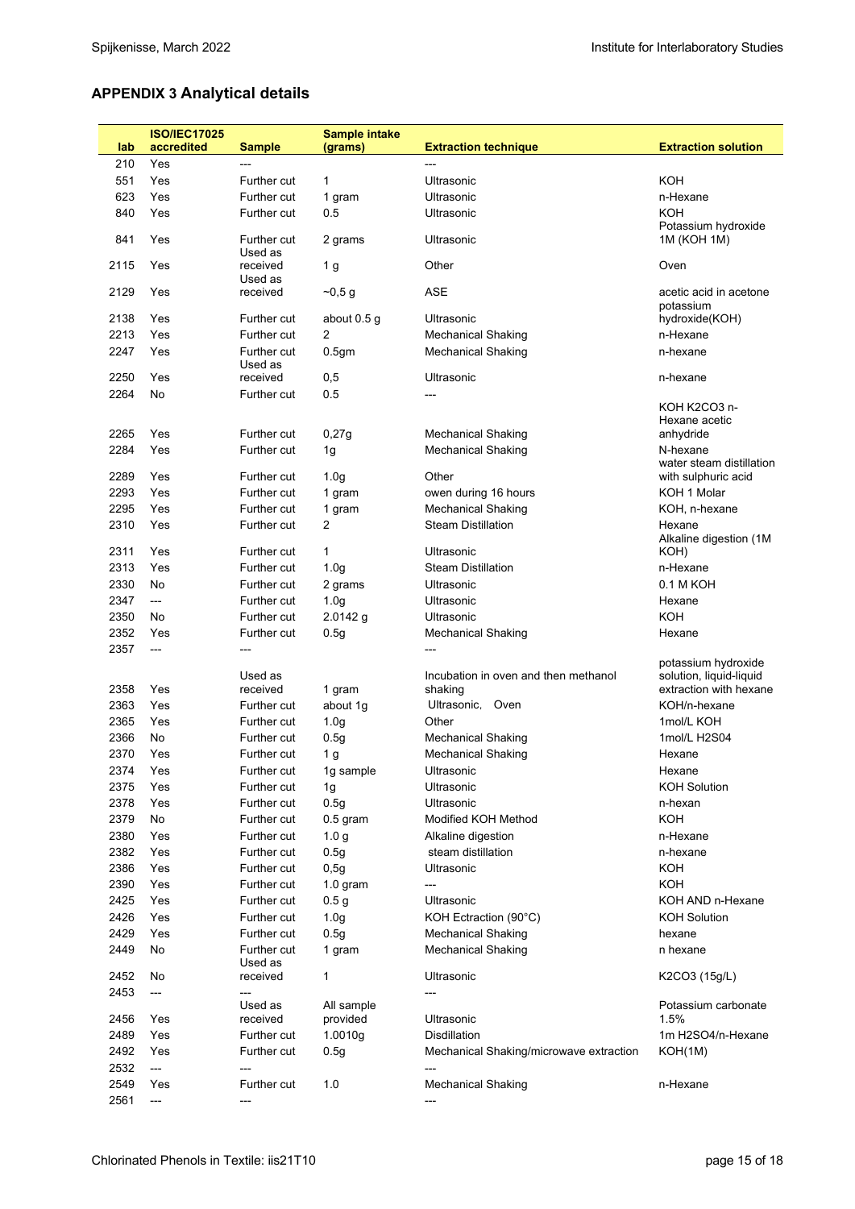## APPENDIX 3 Analytical details

| lab | ISO/IEC17025 accredited | Sample | Sample intake (grams) | Extraction technique | Extraction solution |
|---|---|---|---|---|---|
| 210 | Yes | --- | | --- | |
| 551 | Yes | Further cut | 1 | Ultrasonic | KOH |
| 623 | Yes | Further cut | 1 gram | Ultrasonic | n-Hexane |
| 840 | Yes | Further cut | 0.5 | Ultrasonic | KOH |
| 841 | Yes | Further cut | 2 grams | Ultrasonic | Potassium hydroxide 1M (KOH 1M) |
| 2115 | Yes | Used as received | 1 g | Other | Oven |
| 2129 | Yes | Used as received | ~0,5 g | ASE | acetic acid in acetone |
| 2138 | Yes | Further cut | about 0.5 g | Ultrasonic | potassium hydroxide(KOH) |
| 2213 | Yes | Further cut | 2 | Mechanical Shaking | n-Hexane |
| 2247 | Yes | Further cut | 0.5gm | Mechanical Shaking | n-hexane |
| 2250 | Yes | Used as received | 0,5 | Ultrasonic | n-hexane |
| 2264 | No | Further cut | 0.5 | --- | |
| 2265 | Yes | Further cut | 0,27g | Mechanical Shaking | KOH K2CO3 n-Hexane acetic anhydride |
| 2284 | Yes | Further cut | 1g | Mechanical Shaking | N-hexane |
| 2289 | Yes | Further cut | 1.0g | Other | water steam distillation with sulphuric acid |
| 2293 | Yes | Further cut | 1 gram | owen during 16 hours | KOH 1 Molar |
| 2295 | Yes | Further cut | 1 gram | Mechanical Shaking | KOH, n-hexane |
| 2310 | Yes | Further cut | 2 | Steam Distillation | Hexane |
| 2311 | Yes | Further cut | 1 | Ultrasonic | Alkaline digestion (1M KOH) |
| 2313 | Yes | Further cut | 1.0g | Steam Distillation | n-Hexane |
| 2330 | No | Further cut | 2 grams | Ultrasonic | 0.1 M KOH |
| 2347 | --- | Further cut | 1.0g | Ultrasonic | Hexane |
| 2350 | No | Further cut | 2.0142 g | Ultrasonic | KOH |
| 2352 | Yes | Further cut | 0.5g | Mechanical Shaking | Hexane |
| 2357 | --- | --- | | --- | |
| 2358 | Yes | Used as received | 1 gram | Incubation in oven and then methanol shaking | potassium hydroxide solution, liquid-liquid extraction with hexane |
| 2363 | Yes | Further cut | about 1g | Ultrasonic, Oven | KOH/n-hexane |
| 2365 | Yes | Further cut | 1.0g | Other | 1mol/L KOH |
| 2366 | No | Further cut | 0.5g | Mechanical Shaking | 1mol/L H2S04 |
| 2370 | Yes | Further cut | 1 g | Mechanical Shaking | Hexane |
| 2374 | Yes | Further cut | 1g sample | Ultrasonic | Hexane |
| 2375 | Yes | Further cut | 1g | Ultrasonic | KOH Solution |
| 2378 | Yes | Further cut | 0.5g | Ultrasonic | n-hexan |
| 2379 | No | Further cut | 0.5 gram | Modified KOH Method | KOH |
| 2380 | Yes | Further cut | 1.0 g | Alkaline digestion | n-Hexane |
| 2382 | Yes | Further cut | 0.5g | steam distillation | n-hexane |
| 2386 | Yes | Further cut | 0,5g | Ultrasonic | KOH |
| 2390 | Yes | Further cut | 1.0 gram | --- | KOH |
| 2425 | Yes | Further cut | 0.5 g | Ultrasonic | KOH AND n-Hexane |
| 2426 | Yes | Further cut | 1.0g | KOH Ectraction (90°C) | KOH Solution |
| 2429 | Yes | Further cut | 0.5g | Mechanical Shaking | hexane |
| 2449 | No | Further cut | 1 gram | Mechanical Shaking | n hexane |
| 2452 | No | Used as received | 1 | Ultrasonic | K2CO3 (15g/L) |
| 2453 | --- | --- | | --- | |
| 2456 | Yes | Used as received | All sample provided | Ultrasonic | Potassium carbonate 1.5% |
| 2489 | Yes | Further cut | 1.0010g | Disdillation | 1m H2SO4/n-Hexane |
| 2492 | Yes | Further cut | 0.5g | Mechanical Shaking/microwave extraction | KOH(1M) |
| 2532 | --- | --- | | --- | |
| 2549 | Yes | Further cut | 1.0 | Mechanical Shaking | n-Hexane |
| 2561 | --- | --- | | --- | |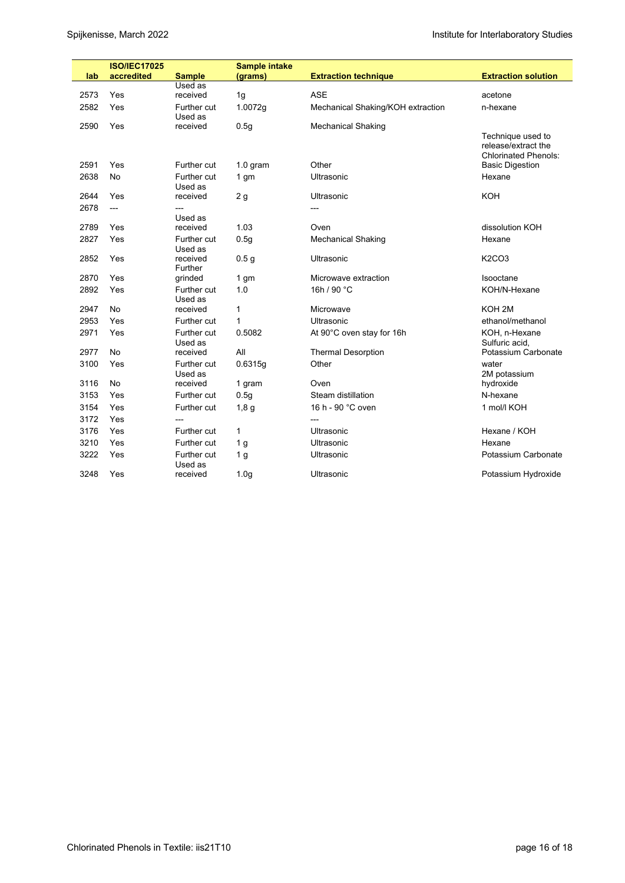| lab | ISO/IEC17025 accredited | Sample | Sample intake (grams) | Extraction technique | Extraction solution |
|---|---|---|---|---|---|
| 2573 | Yes | Used as received | 1g | ASE | acetone |
| 2582 | Yes | Further cut | 1.0072g | Mechanical Shaking/KOH extraction | n-hexane |
| 2590 | Yes | Used as received | 0.5g | Mechanical Shaking | |
| 2591 | Yes | Further cut | 1.0 gram | Other | Technique used to release/extract the Chlorinated Phenols: Basic Digestion |
| 2638 | No | Further cut | 1 gm | Ultrasonic | Hexane |
| 2644 | Yes | Used as received | 2 g | Ultrasonic | KOH |
| 2678 | --- | --- | | --- | |
| 2789 | Yes | Used as received | 1.03 | Oven | dissolution KOH |
| 2827 | Yes | Further cut | 0.5g | Mechanical Shaking | Hexane |
| 2852 | Yes | Used as received | 0.5 g | Ultrasonic | $K_2CO_3$ |
| 2870 | Yes | Further grinded | 1 gm | Microwave extraction | Isooctane |
| 2892 | Yes | Further cut | 1.0 | 16h / 90 °C | KOH/N-Hexane |
| 2947 | No | Used as received | 1 | Microwave | KOH 2M |
| 2953 | Yes | Further cut | 1 | Ultrasonic | ethanol/methanol |
| 2971 | Yes | Further cut | 0.5082 | At 90°C oven stay for 16h | KOH, n-Hexane |
| 2977 | No | Used as received | All | Thermal Desorption | Sulfuric acid, Potassium Carbonate |
| 3100 | Yes | Further cut | 0.6315g | Other | water |
| 3116 | No | Used as received | 1 gram | Oven | 2M potassium hydroxide |
| 3153 | Yes | Further cut | 0.5g | Steam distillation | N-hexane |
| 3154 | Yes | Further cut | 1,8 g | 16 h - 90 °C oven | 1 mol/l KOH |
| 3172 | Yes | --- | | --- | |
| 3176 | Yes | Further cut | 1 | Ultrasonic | Hexane / KOH |
| 3210 | Yes | Further cut | 1 g | Ultrasonic | Hexane |
| 3222 | Yes | Further cut | 1 g | Ultrasonic | Potassium Carbonate |
| 3248 | Yes | Used as received | 1.0g | Ultrasonic | Potassium Hydroxide |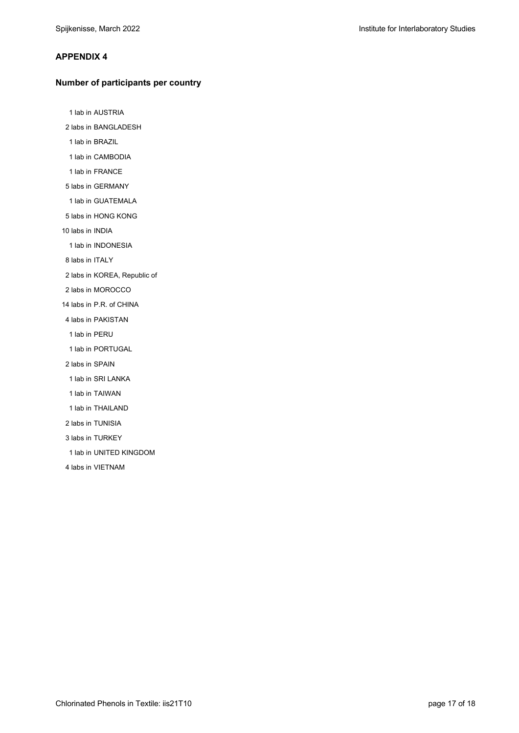## APPENDIX 4

### Number of participants per country

1 lab in AUSTRIA
2 labs in BANGLADESH
1 lab in BRAZIL
1 lab in CAMBODIA
1 lab in FRANCE
5 labs in GERMANY
1 lab in GUATEMALA
5 labs in HONG KONG
10 labs in INDIA
1 lab in INDONESIA
8 labs in ITALY
2 labs in KOREA, Republic of
2 labs in MOROCCO
14 labs in P.R. of CHINA
4 labs in PAKISTAN
1 lab in PERU
1 lab in PORTUGAL
2 labs in SPAIN
1 lab in SRI LANKA
1 lab in TAIWAN
1 lab in THAILAND
2 labs in TUNISIA
3 labs in TURKEY
1 lab in UNITED KINGDOM
4 labs in VIETNAM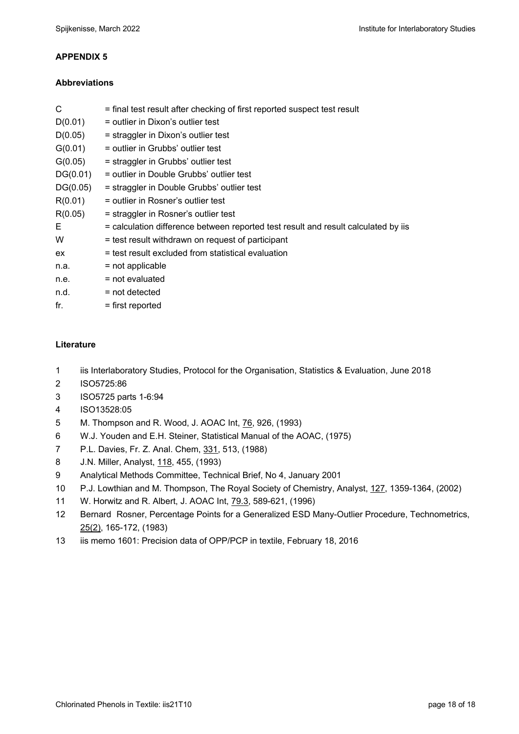**APPENDIX 5**

**Abbreviations**

| | | |
|---|---|---|
| C | = | final test result after checking of first reported suspect test result |
| D(0.01) | = | outlier in Dixon's outlier test |
| D(0.05) | = | straggler in Dixon's outlier test |
| G(0.01) | = | outlier in Grubbs' outlier test |
| G(0.05) | = | straggler in Grubbs' outlier test |
| DG(0.01) | = | outlier in Double Grubbs' outlier test |
| DG(0.05) | = | straggler in Double Grubbs' outlier test |
| R(0.01) | = | outlier in Rosner's outlier test |
| R(0.05) | = | straggler in Rosner's outlier test |
| E | = | calculation difference between reported test result and result calculated by iis |
| W | = | test result withdrawn on request of participant |
| ex | = | test result excluded from statistical evaluation |
| n.a. | = | not applicable |
| n.e. | = | not evaluated |
| n.d. | = | not detected |
| fr. | = | first reported |

**Literature**

1 iis Interlaboratory Studies, Protocol for the Organisation, Statistics & Evaluation, June 2018
2 ISO5725:86
3 ISO5725 parts 1-6:94
4 ISO13528:05
5 M. Thompson and R. Wood, J. AOAC Int, 76, 926, (1993)
6 W.J. Youden and E.H. Steiner, Statistical Manual of the AOAC, (1975)
7 P.L. Davies, Fr. Z. Anal. Chem, 331, 513, (1988)
8 J.N. Miller, Analyst, 118, 455, (1993)
9 Analytical Methods Committee, Technical Brief, No 4, January 2001
10 P.J. Lowthian and M. Thompson, The Royal Society of Chemistry, Analyst, 127, 1359-1364, (2002)
11 W. Horwitz and R. Albert, J. AOAC Int, 79.3, 589-621, (1996)
12 Bernard Rosner, Percentage Points for a Generalized ESD Many-Outlier Procedure, Technometrics, 25(2), 165-172, (1983)
13 iis memo 1601: Precision data of OPP/PCP in textile, February 18, 2016